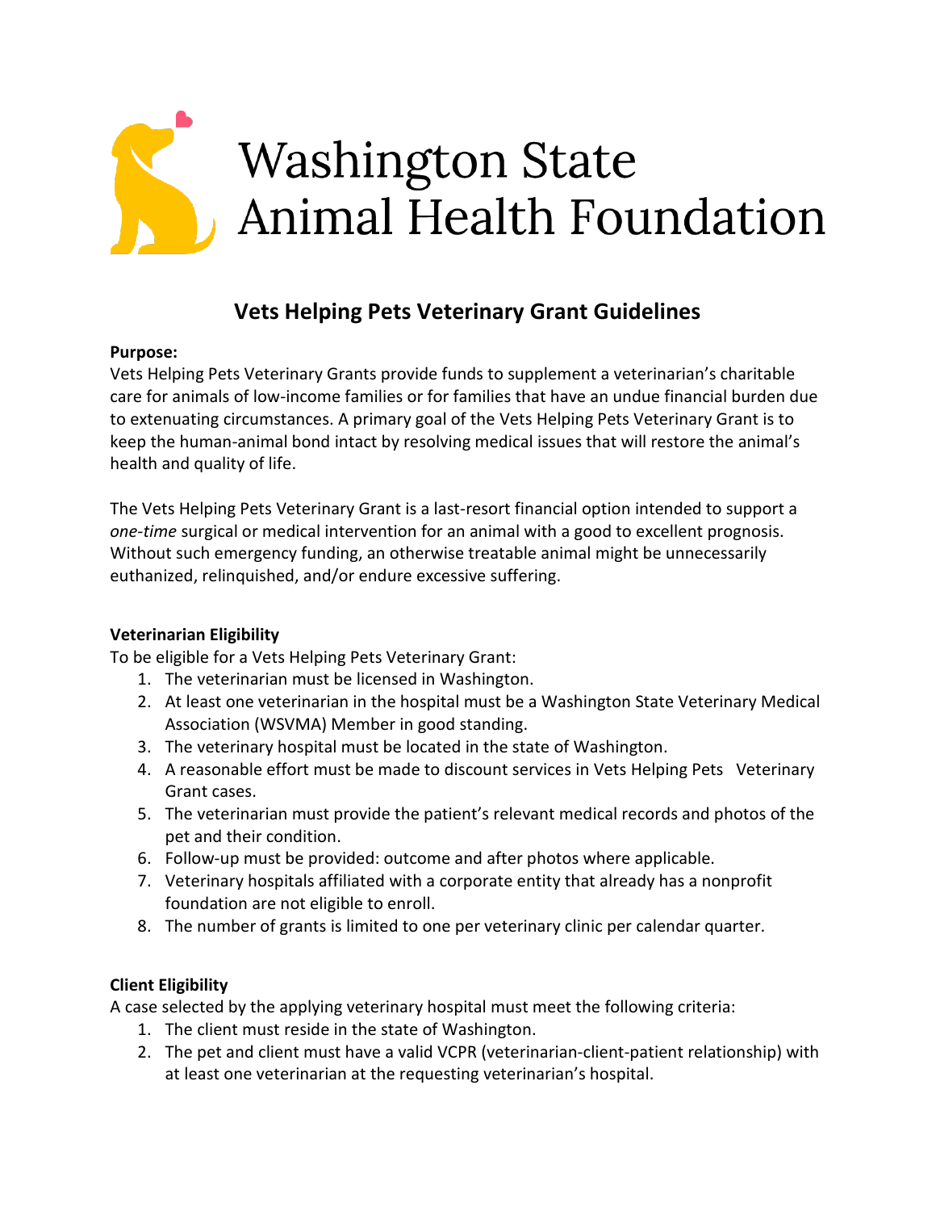# Washington State Animal Health Foundation

## Vets Helping Pets Veterinary Grant Guidelines

**Purpose:**

Vets Helping Pets Veterinary Grants provide funds to supplement a veterinarian's charitable care for animals of low-income families or for families that have an undue financial burden due to extenuating circumstances. A primary goal of the Vets Helping Pets Veterinary Grant is to keep the human-animal bond intact by resolving medical issues that will restore the animal's health and quality of life.

The Vets Helping Pets Veterinary Grant is a last-resort financial option intended to support a *one-time* surgical or medical intervention for an animal with a good to excellent prognosis. Without such emergency funding, an otherwise treatable animal might be unnecessarily euthanized, relinquished, and/or endure excessive suffering.

**Veterinarian Eligibility**

To be eligible for a Vets Helping Pets Veterinary Grant:

1. The veterinarian must be licensed in Washington.
2. At least one veterinarian in the hospital must be a Washington State Veterinary Medical Association (WSVMA) Member in good standing.
3. The veterinary hospital must be located in the state of Washington.
4. A reasonable effort must be made to discount services in Vets Helping Pets Veterinary Grant cases.
5. The veterinarian must provide the patient's relevant medical records and photos of the pet and their condition.
6. Follow-up must be provided: outcome and after photos where applicable.
7. Veterinary hospitals affiliated with a corporate entity that already has a nonprofit foundation are not eligible to enroll.
8. The number of grants is limited to one per veterinary clinic per calendar quarter.

**Client Eligibility**

A case selected by the applying veterinary hospital must meet the following criteria:

1. The client must reside in the state of Washington.
2. The pet and client must have a valid VCPR (veterinarian-client-patient relationship) with at least one veterinarian at the requesting veterinarian's hospital.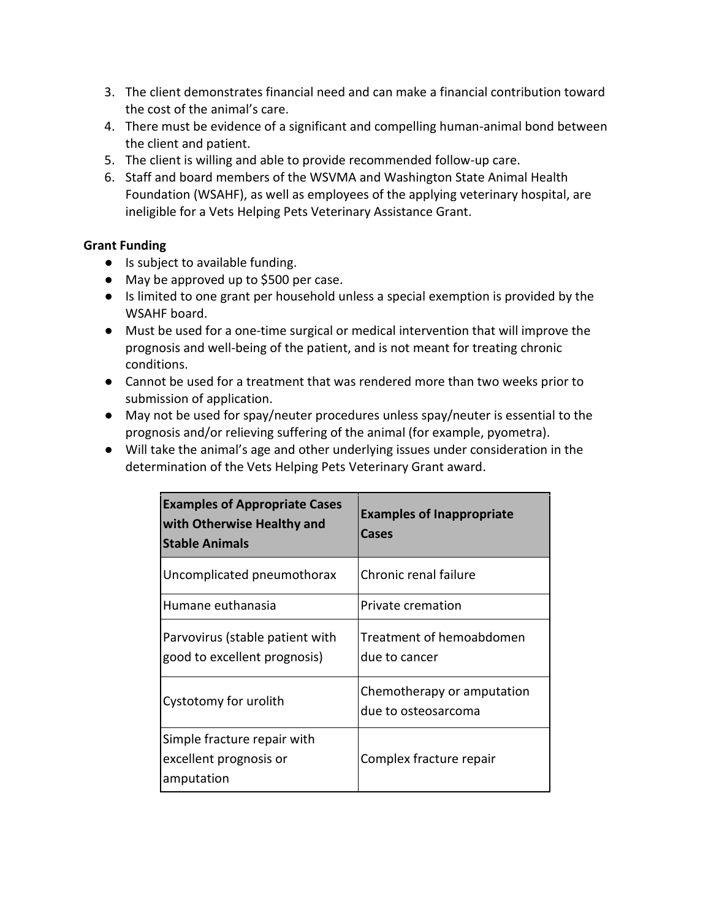3. The client demonstrates financial need and can make a financial contribution toward the cost of the animal's care.
4. There must be evidence of a significant and compelling human-animal bond between the client and patient.
5. The client is willing and able to provide recommended follow-up care.
6. Staff and board members of the WSVMA and Washington State Animal Health Foundation (WSAHF), as well as employees of the applying veterinary hospital, are ineligible for a Vets Helping Pets Veterinary Assistance Grant.

**Grant Funding**

- Is subject to available funding.
- May be approved up to $500 per case.
- Is limited to one grant per household unless a special exemption is provided by the WSAHF board.
- Must be used for a one-time surgical or medical intervention that will improve the prognosis and well-being of the patient, and is not meant for treating chronic conditions.
- Cannot be used for a treatment that was rendered more than two weeks prior to submission of application.
- May not be used for spay/neuter procedures unless spay/neuter is essential to the prognosis and/or relieving suffering of the animal (for example, pyometra).
- Will take the animal's age and other underlying issues under consideration in the determination of the Vets Helping Pets Veterinary Grant award.

| **Examples of Appropriate Cases with Otherwise Healthy and Stable Animals** | **Examples of Inappropriate Cases** |
| --- | --- |
| Uncomplicated pneumothorax | Chronic renal failure |
| Humane euthanasia | Private cremation |
| Parvovirus (stable patient with good to excellent prognosis) | Treatment of hemoabdomen due to cancer |
| Cystotomy for urolith | Chemotherapy or amputation due to osteosarcoma |
| Simple fracture repair with excellent prognosis or amputation | Complex fracture repair |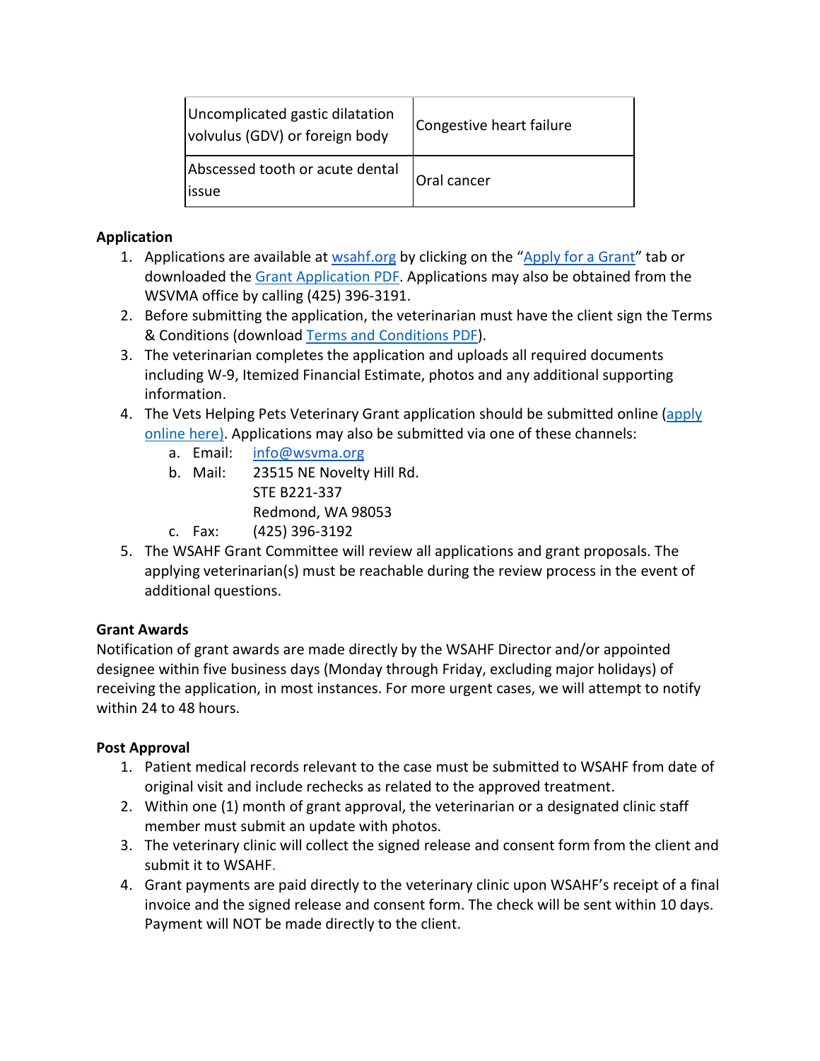| Uncomplicated gastic dilatation volvulus (GDV) or foreign body | Congestive heart failure |
| --- | --- |
| Abscessed tooth or acute dental issue | Oral cancer |

**Application**

1. Applications are available at wsahf.org by clicking on the "Apply for a Grant" tab or downloaded the Grant Application PDF. Applications may also be obtained from the WSVMA office by calling (425) 396-3191.
2. Before submitting the application, the veterinarian must have the client sign the Terms & Conditions (download Terms and Conditions PDF).
3. The veterinarian completes the application and uploads all required documents including W-9, Itemized Financial Estimate, photos and any additional supporting information.
4. The Vets Helping Pets Veterinary Grant application should be submitted online (apply online here). Applications may also be submitted via one of these channels:
   a. Email: info@wsvma.org
   b. Mail: 23515 NE Novelty Hill Rd.
      STE B221-337
      Redmond, WA 98053
   c. Fax: (425) 396-3192
5. The WSAHF Grant Committee will review all applications and grant proposals. The applying veterinarian(s) must be reachable during the review process in the event of additional questions.

**Grant Awards**

Notification of grant awards are made directly by the WSAHF Director and/or appointed designee within five business days (Monday through Friday, excluding major holidays) of receiving the application, in most instances. For more urgent cases, we will attempt to notify within 24 to 48 hours.

**Post Approval**

1. Patient medical records relevant to the case must be submitted to WSAHF from date of original visit and include rechecks as related to the approved treatment.
2. Within one (1) month of grant approval, the veterinarian or a designated clinic staff member must submit an update with photos.
3. The veterinary clinic will collect the signed release and consent form from the client and submit it to WSAHF.
4. Grant payments are paid directly to the veterinary clinic upon WSAHF's receipt of a final invoice and the signed release and consent form. The check will be sent within 10 days. Payment will NOT be made directly to the client.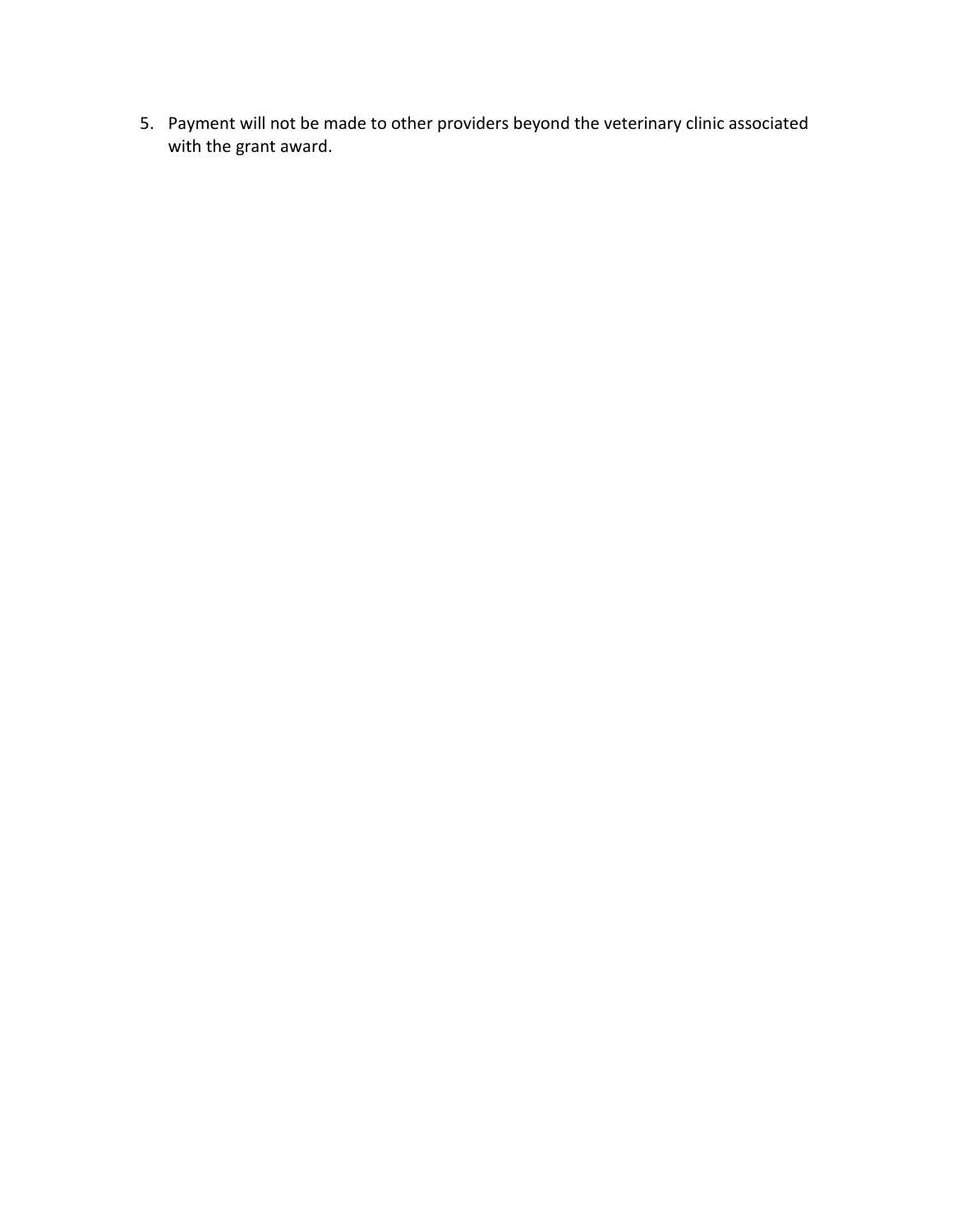5. Payment will not be made to other providers beyond the veterinary clinic associated with the grant award.